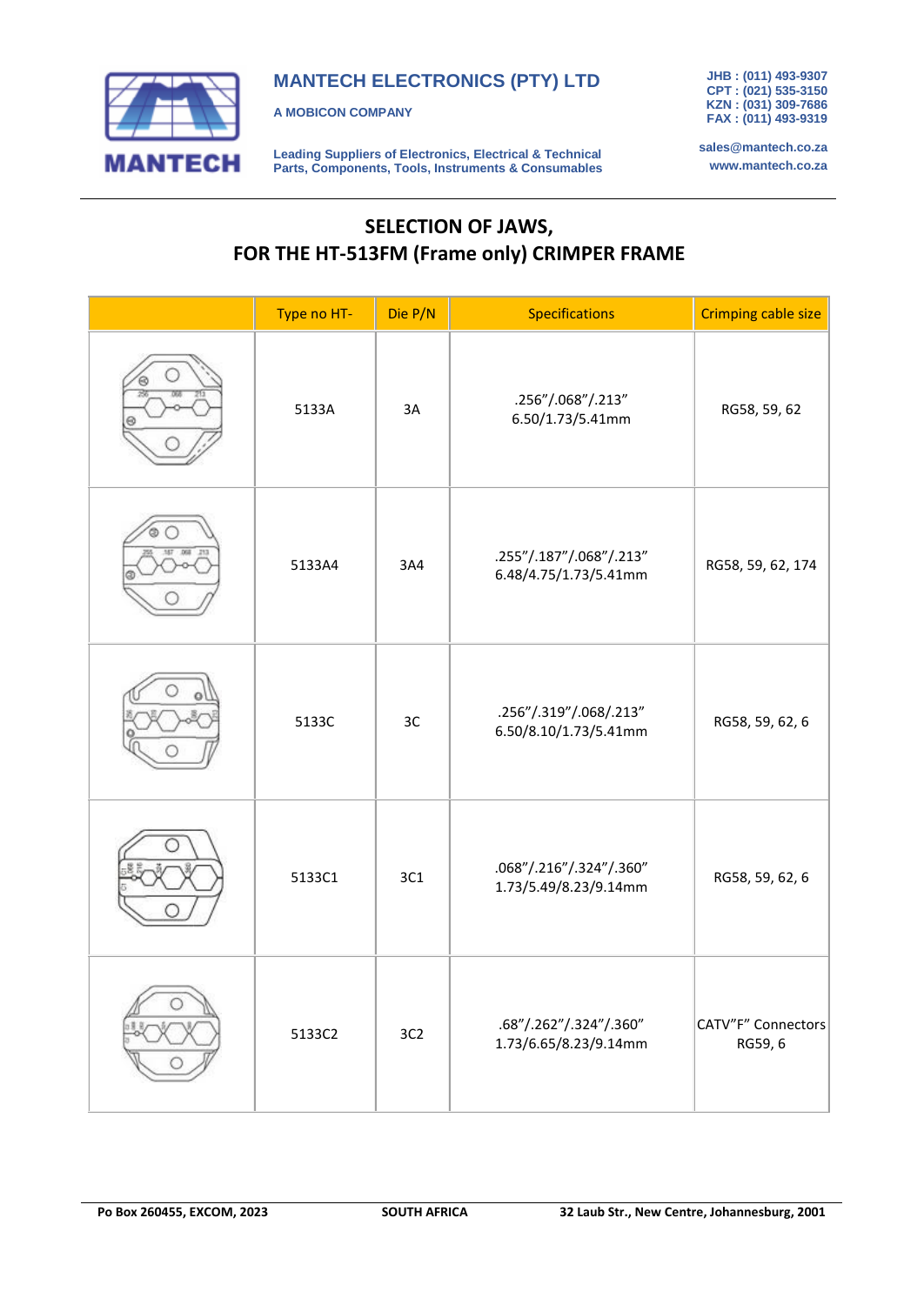MANTECH ELECTRONICS (PTY) LTD

A MOBICON COMPANY

Leading Suppliers of Electronics, Electrical & Technical Parts, Components, Tools, Instruments & Consumables

JHB : (011) 493-9307
CPT : (021) 535-3150
KZN : (031) 309-7686
FAX : (011) 493-9319

sales@mantech.co.za
www.mantech.co.za

# SELECTION OF JAWS, FOR THE HT-513FM (Frame only) CRIMPER FRAME

| | Type no HT- | Die P/N | Specifications | Crimping cable size |
|---|---|---|---|---|
| | 5133A | 3A | .256"/.068"/.213"<br>6.50/1.73/5.41mm | RG58, 59, 62 |
| | 5133A4 | 3A4 | .255"/.187"/.068"/.213"<br>6.48/4.75/1.73/5.41mm | RG58, 59, 62, 174 |
| | 5133C | 3C | .256"/.319"/.068/.213"<br>6.50/8.10/1.73/5.41mm | RG58, 59, 62, 6 |
| | 5133C1 | 3C1 | .068"/.216"/.324"/.360"<br>1.73/5.49/8.23/9.14mm | RG58, 59, 62, 6 |
| | 5133C2 | 3C2 | .68"/.262"/.324"/.360"<br>1.73/6.65/8.23/9.14mm | CATV"F" Connectors<br>RG59, 6 |

Po Box 260455, EXCOM, 2023 SOUTH AFRICA 32 Laub Str., New Centre, Johannesburg, 2001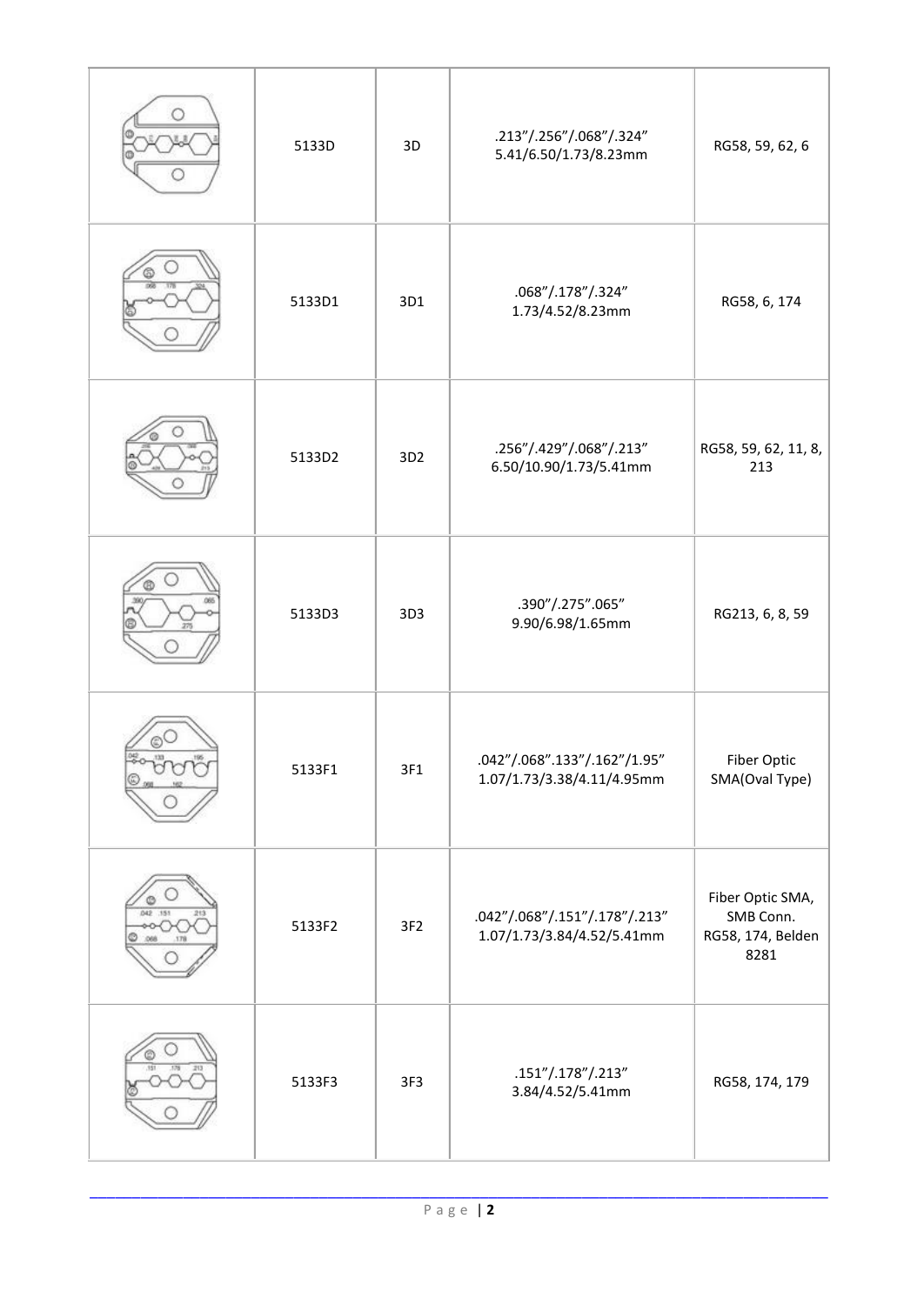| | | | | |
|---|---|---|---|---|
| | 5133D | 3D | .213"/.256"/.068"/.324"<br>5.41/6.50/1.73/8.23mm | RG58, 59, 62, 6 |
| | 5133D1 | 3D1 | .068"/.178"/.324"<br>1.73/4.52/8.23mm | RG58, 6, 174 |
| | 5133D2 | 3D2 | .256"/.429"/.068"/.213"<br>6.50/10.90/1.73/5.41mm | RG58, 59, 62, 11, 8, 213 |
| | 5133D3 | 3D3 | .390"/.275".065"<br>9.90/6.98/1.65mm | RG213, 6, 8, 59 |
| | 5133F1 | 3F1 | .042"/.068".133"/.162"/1.95"<br>1.07/1.73/3.38/4.11/4.95mm | Fiber Optic SMA(Oval Type) |
| | 5133F2 | 3F2 | .042"/.068"/.151"/.178"/.213"<br>1.07/1.73/3.84/4.52/5.41mm | Fiber Optic SMA, SMB Conn. RG58, 174, Belden 8281 |
| | 5133F3 | 3F3 | .151"/.178"/.213"<br>3.84/4.52/5.41mm | RG58, 174, 179 |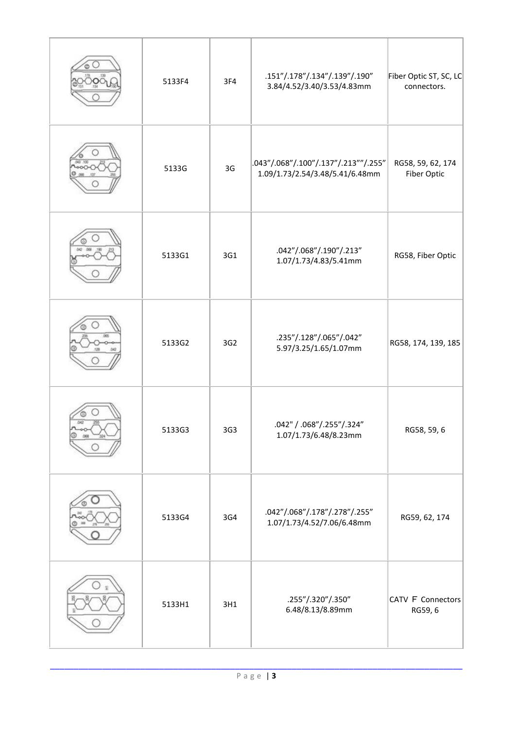|  | 5133F4 | 3F4 | .151"/.178"/.134"/.139"/.190"<br>3.84/4.52/3.40/3.53/4.83mm | Fiber Optic ST, SC, LC connectors. |
|---|---|---|---|---|
|  | 5133G | 3G | .043"/.068"/.100"/.137"/.213""/.255"<br>1.09/1.73/2.54/3.48/5.41/6.48mm | RG58, 59, 62, 174 Fiber Optic |
|  | 5133G1 | 3G1 | .042"/.068"/.190"/.213"<br>1.07/1.73/4.83/5.41mm | RG58, Fiber Optic |
|  | 5133G2 | 3G2 | .235"/.128"/.065"/.042"<br>5.97/3.25/1.65/1.07mm | RG58, 174, 139, 185 |
|  | 5133G3 | 3G3 | .042" / .068"/.255"/.324"<br>1.07/1.73/6.48/8.23mm | RG58, 59, 6 |
|  | 5133G4 | 3G4 | .042"/.068"/.178"/.278"/.255"<br>1.07/1.73/4.52/7.06/6.48mm | RG59, 62, 174 |
|  | 5133H1 | 3H1 | .255"/.320"/.350"<br>6.48/8.13/8.89mm | CATV F Connectors RG59, 6 |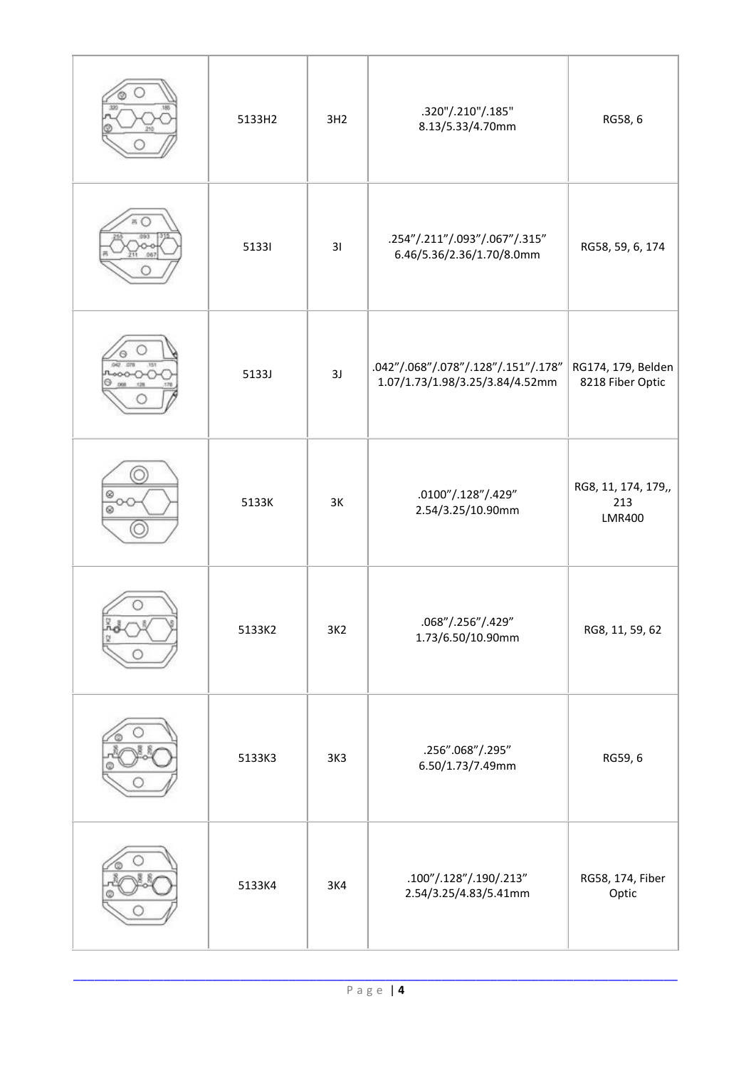| | | | | |
|---|---|---|---|---|
| | 5133H2 | 3H2 | .320"/.210"/.185"<br>8.13/5.33/4.70mm | RG58, 6 |
| | 5133I | 3I | .254"/.211"/.093"/.067"/.315"<br>6.46/5.36/2.36/1.70/8.0mm | RG58, 59, 6, 174 |
| | 5133J | 3J | .042"/.068"/.078"/.128"/.151"/.178"<br>1.07/1.73/1.98/3.25/3.84/4.52mm | RG174, 179, Belden 8218 Fiber Optic |
| | 5133K | 3K | .0100"/.128"/.429"<br>2.54/3.25/10.90mm | RG8, 11, 174, 179,, 213<br>LMR400 |
| | 5133K2 | 3K2 | .068"/.256"/.429"<br>1.73/6.50/10.90mm | RG8, 11, 59, 62 |
| | 5133K3 | 3K3 | .256".068"/.295"<br>6.50/1.73/7.49mm | RG59, 6 |
| | 5133K4 | 3K4 | .100"/.128"/.190/.213"<br>2.54/3.25/4.83/5.41mm | RG58, 174, Fiber Optic |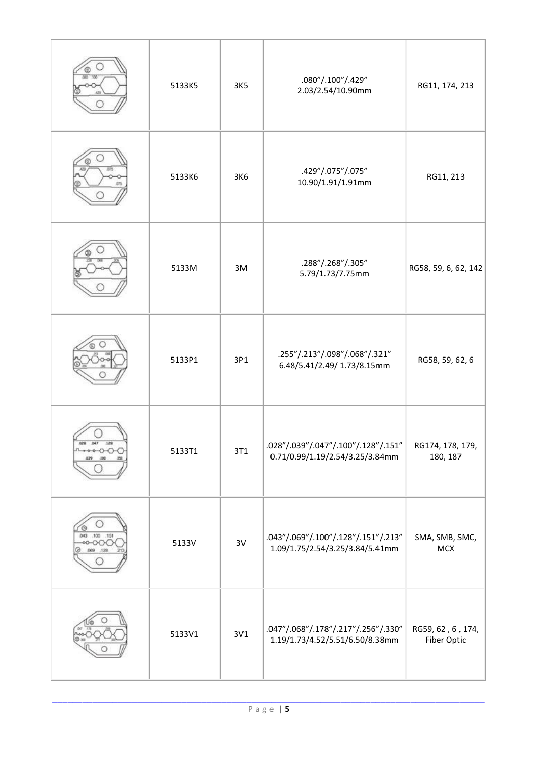| | | | | |
|---|---|---|---|---|
| | 5133K5 | 3K5 | .080"/.100"/.429"<br>2.03/2.54/10.90mm | RG11, 174, 213 |
| | 5133K6 | 3K6 | .429"/.075"/.075"<br>10.90/1.91/1.91mm | RG11, 213 |
| | 5133M | 3M | .288"/.268"/.305"<br>5.79/1.73/7.75mm | RG58, 59, 6, 62, 142 |
| | 5133P1 | 3P1 | .255"/.213"/.098"/.068"/.321"<br>6.48/5.41/2.49/ 1.73/8.15mm | RG58, 59, 62, 6 |
| | 5133T1 | 3T1 | .028"/.039"/.047"/.100"/.128"/.151"<br>0.71/0.99/1.19/2.54/3.25/3.84mm | RG174, 178, 179, 180, 187 |
| | 5133V | 3V | .043"/.069"/.100"/.128"/.151"/.213"<br>1.09/1.75/2.54/3.25/3.84/5.41mm | SMA, SMB, SMC, MCX |
| | 5133V1 | 3V1 | .047"/.068"/.178"/.217"/.256"/.330"<br>1.19/1.73/4.52/5.51/6.50/8.38mm | RG59, 62 , 6 , 174, Fiber Optic |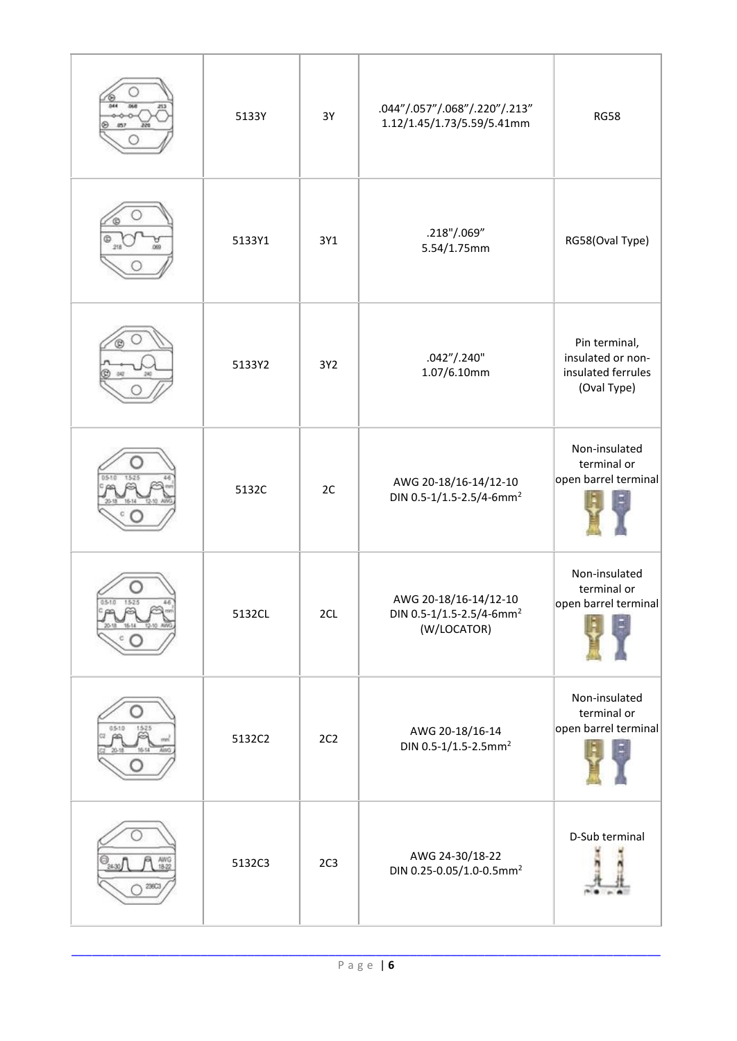|  | Part No. | Die | Size | Application |
|---|---|---|---|---|
|  | 5133Y | 3Y | .044"/.057"/.068"/.220"/.213"<br>1.12/1.45/1.73/5.59/5.41mm | RG58 |
|  | 5133Y1 | 3Y1 | .218"/.069"<br>5.54/1.75mm | RG58(Oval Type) |
|  | 5133Y2 | 3Y2 | .042"/.240"<br>1.07/6.10mm | Pin terminal, insulated or non-insulated ferrules (Oval Type) |
|  | 5132C | 2C | AWG 20-18/16-14/12-10<br>DIN 0.5-1/1.5-2.5/4-6mm$^2$ | Non-insulated terminal or open barrel terminal |
|  | 5132CL | 2CL | AWG 20-18/16-14/12-10<br>DIN 0.5-1/1.5-2.5/4-6mm$^2$<br>(W/LOCATOR) | Non-insulated terminal or open barrel terminal |
|  | 5132C2 | 2C2 | AWG 20-18/16-14<br>DIN 0.5-1/1.5-2.5mm$^2$ | Non-insulated terminal or open barrel terminal |
|  | 5132C3 | 2C3 | AWG 24-30/18-22<br>DIN 0.25-0.05/1.0-0.5mm$^2$ | D-Sub terminal |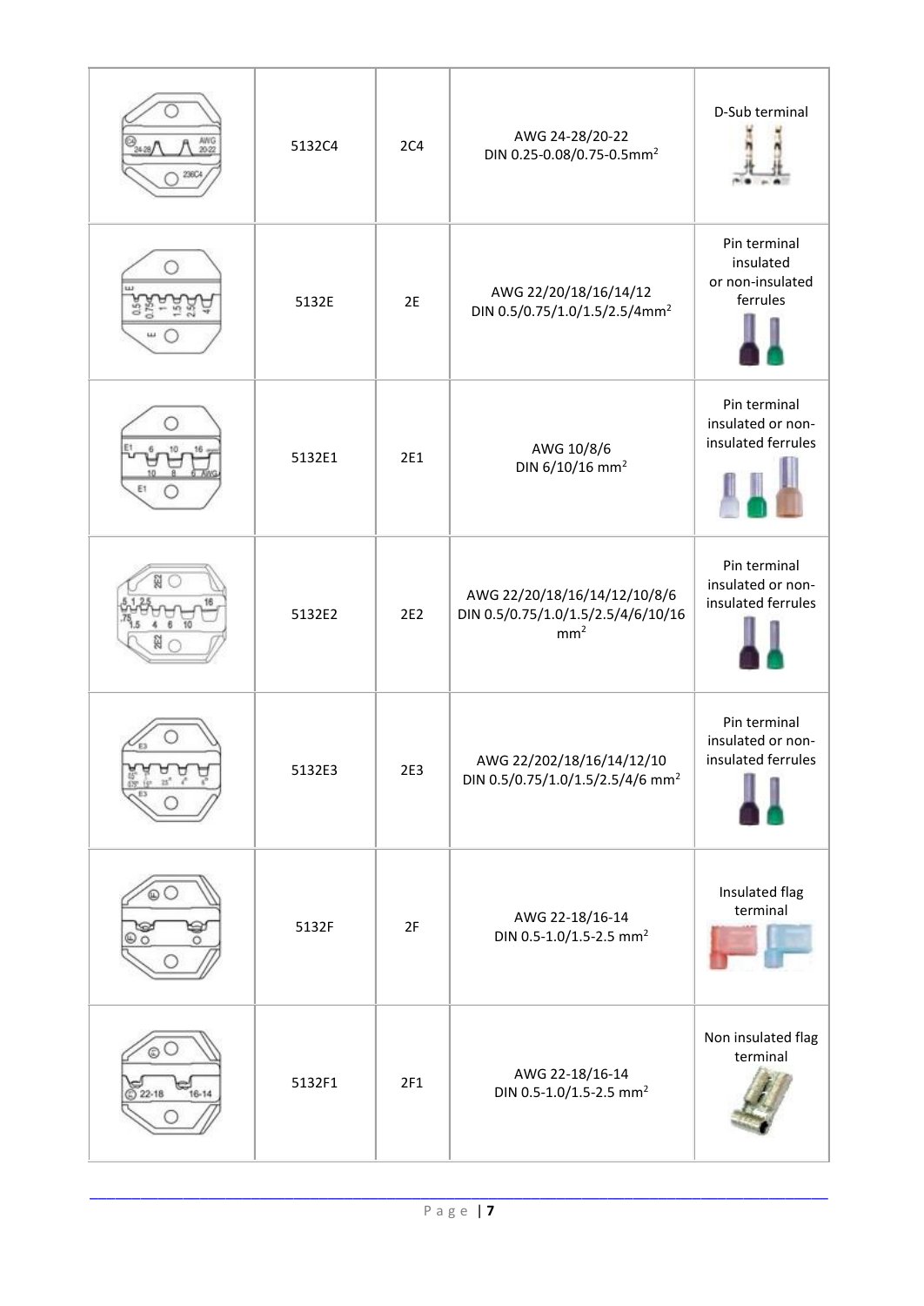|  | 5132C4 | 2C4 | AWG 24-28/20-22<br>DIN 0.25-0.08/0.75-0.5mm$^2$ | D-Sub terminal |
| --- | --- | --- | --- | --- |
|  | 5132E | 2E | AWG 22/20/18/16/14/12<br>DIN 0.5/0.75/1.0/1.5/2.5/4mm$^2$ | Pin terminal insulated or non-insulated ferrules |
|  | 5132E1 | 2E1 | AWG 10/8/6<br>DIN 6/10/16 mm$^2$ | Pin terminal insulated or non-insulated ferrules |
|  | 5132E2 | 2E2 | AWG 22/20/18/16/14/12/10/8/6<br>DIN 0.5/0.75/1.0/1.5/2.5/4/6/10/16 mm$^2$ | Pin terminal insulated or non-insulated ferrules |
|  | 5132E3 | 2E3 | AWG 22/202/18/16/14/12/10<br>DIN 0.5/0.75/1.0/1.5/2.5/4/6 mm$^2$ | Pin terminal insulated or non-insulated ferrules |
|  | 5132F | 2F | AWG 22-18/16-14<br>DIN 0.5-1.0/1.5-2.5 mm$^2$ | Insulated flag terminal |
|  | 5132F1 | 2F1 | AWG 22-18/16-14<br>DIN 0.5-1.0/1.5-2.5 mm$^2$ | Non insulated flag terminal |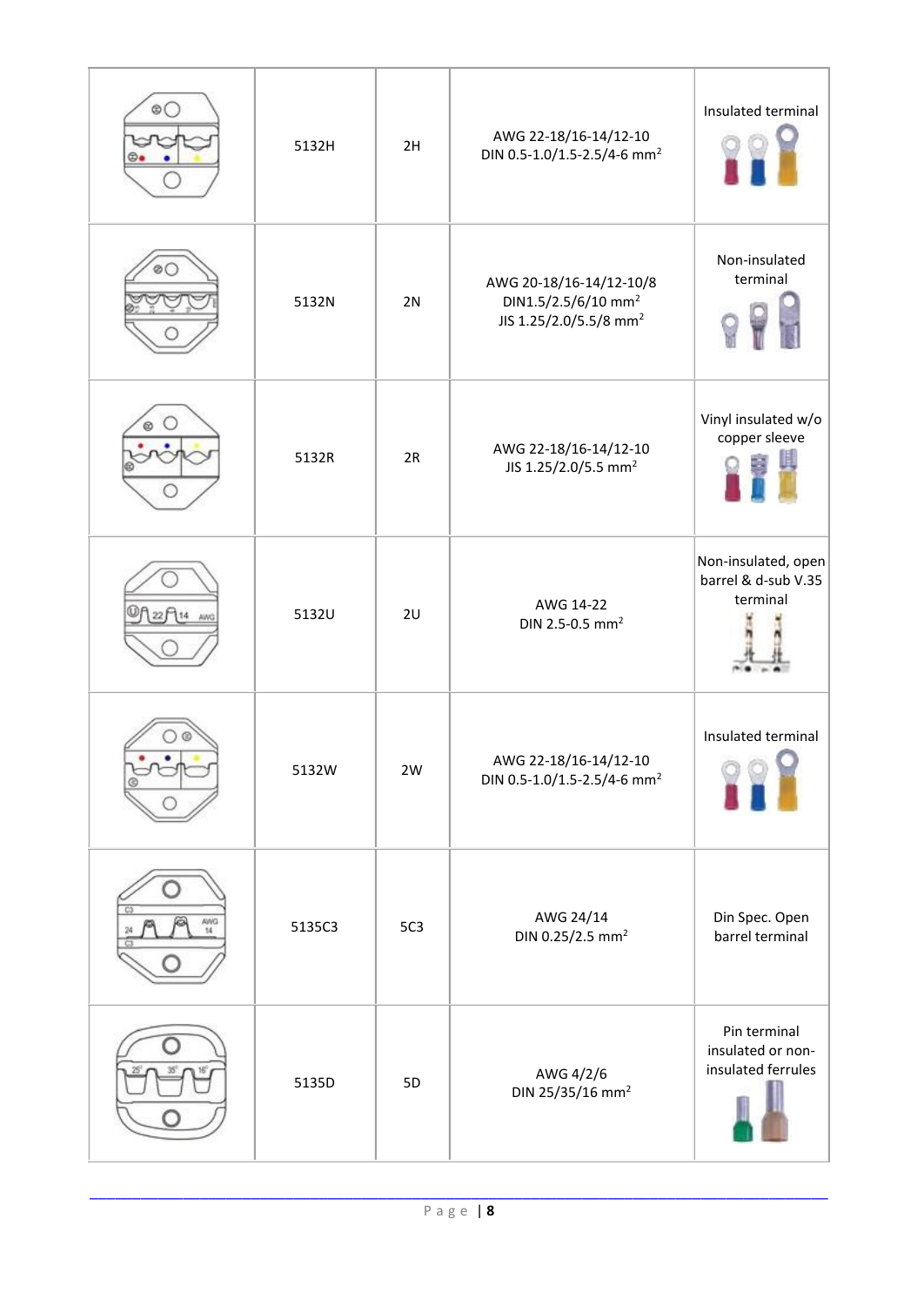| | | | | |
|---|---|---|---|---|
| | 5132H | 2H | AWG 22-18/16-14/12-10<br>DIN 0.5-1.0/1.5-2.5/4-6 mm² | Insulated terminal |
| | 5132N | 2N | AWG 20-18/16-14/12-10/8<br>DIN1.5/2.5/6/10 mm²<br>JIS 1.25/2.0/5.5/8 mm² | Non-insulated terminal |
| | 5132R | 2R | AWG 22-18/16-14/12-10<br>JIS 1.25/2.0/5.5 mm² | Vinyl insulated w/o copper sleeve |
| | 5132U | 2U | AWG 14-22<br>DIN 2.5-0.5 mm² | Non-insulated, open barrel & d-sub V.35 terminal |
| | 5132W | 2W | AWG 22-18/16-14/12-10<br>DIN 0.5-1.0/1.5-2.5/4-6 mm² | Insulated terminal |
| | 5135C3 | 5C3 | AWG 24/14<br>DIN 0.25/2.5 mm² | Din Spec. Open barrel terminal |
| | 5135D | 5D | AWG 4/2/6<br>DIN 25/35/16 mm² | Pin terminal insulated or non-insulated ferrules |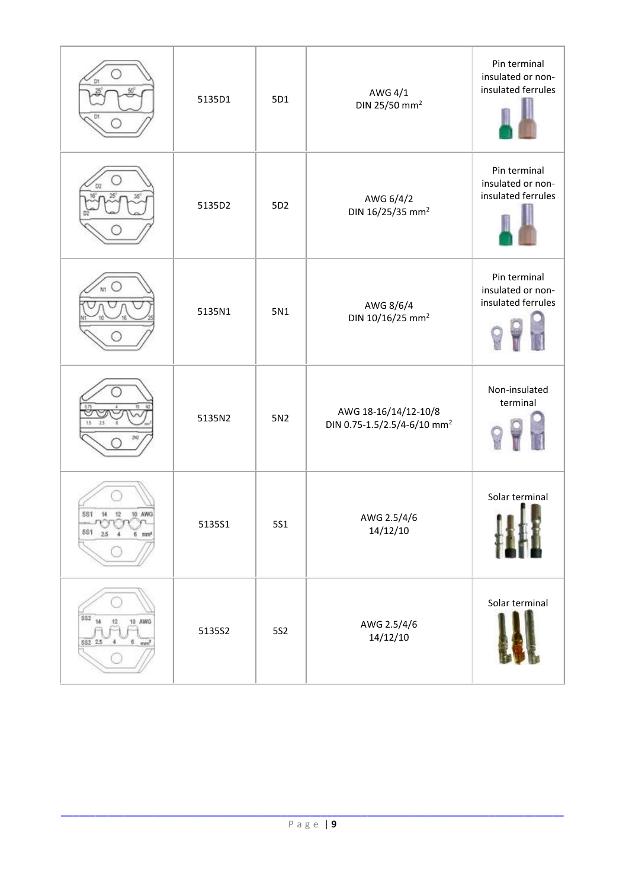| | | | | |
|---|---|---|---|---|
| | 5135D1 | 5D1 | AWG 4/1<br>DIN 25/50 $mm^2$ | Pin terminal insulated or non-insulated ferrules |
| | 5135D2 | 5D2 | AWG 6/4/2<br>DIN 16/25/35 $mm^2$ | Pin terminal insulated or non-insulated ferrules |
| | 5135N1 | 5N1 | AWG 8/6/4<br>DIN 10/16/25 $mm^2$ | Pin terminal insulated or non-insulated ferrules |
| | 5135N2 | 5N2 | AWG 18-16/14/12-10/8<br>DIN 0.75-1.5/2.5/4-6/10 $mm^2$ | Non-insulated terminal |
| | 5135S1 | 5S1 | AWG 2.5/4/6<br>14/12/10 | Solar terminal |
| | 5135S2 | 5S2 | AWG 2.5/4/6<br>14/12/10 | Solar terminal |